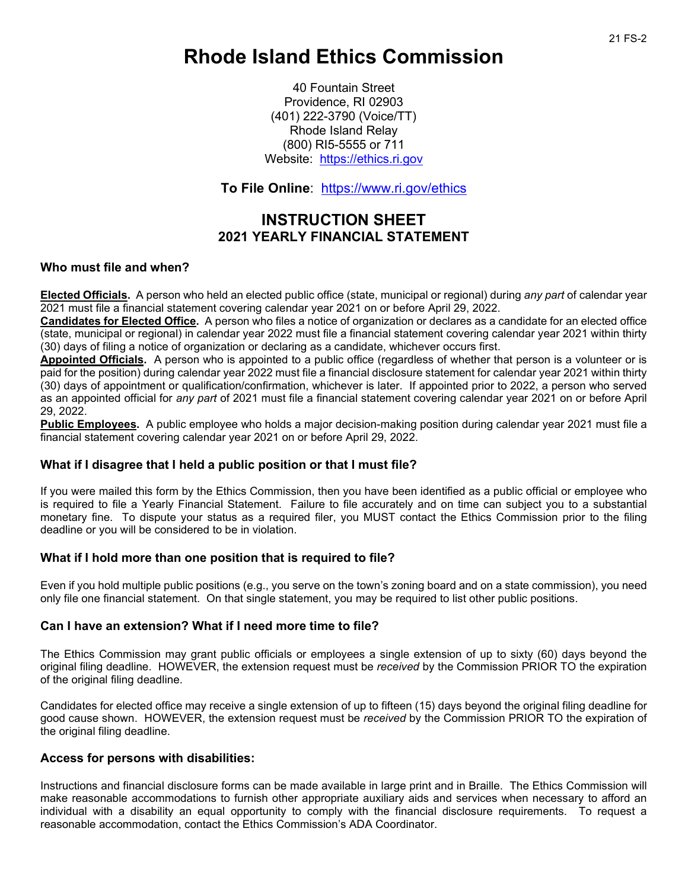# Rhode Island Ethics Commission

40 Fountain Street
Providence, RI 02903
(401) 222-3790 (Voice/TT)
Rhode Island Relay
(800) RI5-5555 or 711
Website: https://ethics.ri.gov

**To File Online**: https://www.ri.gov/ethics

## INSTRUCTION SHEET
### 2021 YEARLY FINANCIAL STATEMENT

### Who must file and when?

**Elected Officials.** A person who held an elected public office (state, municipal or regional) during *any part* of calendar year 2021 must file a financial statement covering calendar year 2021 on or before April 29, 2022.

**Candidates for Elected Office.** A person who files a notice of organization or declares as a candidate for an elected office (state, municipal or regional) in calendar year 2022 must file a financial statement covering calendar year 2021 within thirty (30) days of filing a notice of organization or declaring as a candidate, whichever occurs first.

**Appointed Officials.** A person who is appointed to a public office (regardless of whether that person is a volunteer or is paid for the position) during calendar year 2022 must file a financial disclosure statement for calendar year 2021 within thirty (30) days of appointment or qualification/confirmation, whichever is later. If appointed prior to 2022, a person who served as an appointed official for *any part* of 2021 must file a financial statement covering calendar year 2021 on or before April 29, 2022.

**Public Employees.** A public employee who holds a major decision-making position during calendar year 2021 must file a financial statement covering calendar year 2021 on or before April 29, 2022.

### What if I disagree that I held a public position or that I must file?

If you were mailed this form by the Ethics Commission, then you have been identified as a public official or employee who is required to file a Yearly Financial Statement. Failure to file accurately and on time can subject you to a substantial monetary fine. To dispute your status as a required filer, you MUST contact the Ethics Commission prior to the filing deadline or you will be considered to be in violation.

### What if I hold more than one position that is required to file?

Even if you hold multiple public positions (e.g., you serve on the town's zoning board and on a state commission), you need only file one financial statement. On that single statement, you may be required to list other public positions.

### Can I have an extension? What if I need more time to file?

The Ethics Commission may grant public officials or employees a single extension of up to sixty (60) days beyond the original filing deadline. HOWEVER, the extension request must be *received* by the Commission PRIOR TO the expiration of the original filing deadline.

Candidates for elected office may receive a single extension of up to fifteen (15) days beyond the original filing deadline for good cause shown. HOWEVER, the extension request must be *received* by the Commission PRIOR TO the expiration of the original filing deadline.

### Access for persons with disabilities:

Instructions and financial disclosure forms can be made available in large print and in Braille. The Ethics Commission will make reasonable accommodations to furnish other appropriate auxiliary aids and services when necessary to afford an individual with a disability an equal opportunity to comply with the financial disclosure requirements. To request a reasonable accommodation, contact the Ethics Commission's ADA Coordinator.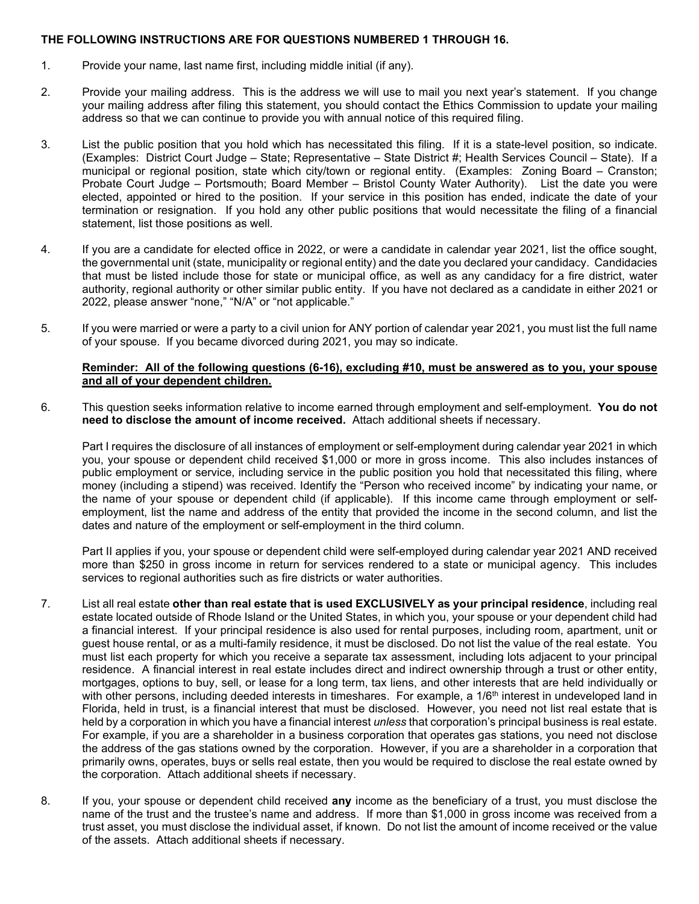**THE FOLLOWING INSTRUCTIONS ARE FOR QUESTIONS NUMBERED 1 THROUGH 16.**

1. Provide your name, last name first, including middle initial (if any).

2. Provide your mailing address. This is the address we will use to mail you next year's statement. If you change your mailing address after filing this statement, you should contact the Ethics Commission to update your mailing address so that we can continue to provide you with annual notice of this required filing.

3. List the public position that you hold which has necessitated this filing. If it is a state-level position, so indicate. (Examples: District Court Judge – State; Representative – State District #; Health Services Council – State). If a municipal or regional position, state which city/town or regional entity. (Examples: Zoning Board – Cranston; Probate Court Judge – Portsmouth; Board Member – Bristol County Water Authority). List the date you were elected, appointed or hired to the position. If your service in this position has ended, indicate the date of your termination or resignation. If you hold any other public positions that would necessitate the filing of a financial statement, list those positions as well.

4. If you are a candidate for elected office in 2022, or were a candidate in calendar year 2021, list the office sought, the governmental unit (state, municipality or regional entity) and the date you declared your candidacy. Candidacies that must be listed include those for state or municipal office, as well as any candidacy for a fire district, water authority, regional authority or other similar public entity. If you have not declared as a candidate in either 2021 or 2022, please answer "none," "N/A" or "not applicable."

5. If you were married or were a party to a civil union for ANY portion of calendar year 2021, you must list the full name of your spouse. If you became divorced during 2021, you may so indicate.

   **Reminder: All of the following questions (6-16), excluding #10, must be answered as to you, your spouse and all of your dependent children.**

6. This question seeks information relative to income earned through employment and self-employment. **You do not need to disclose the amount of income received.** Attach additional sheets if necessary.

   Part I requires the disclosure of all instances of employment or self-employment during calendar year 2021 in which you, your spouse or dependent child received $1,000 or more in gross income. This also includes instances of public employment or service, including service in the public position you hold that necessitated this filing, where money (including a stipend) was received. Identify the "Person who received income" by indicating your name, or the name of your spouse or dependent child (if applicable). If this income came through employment or self-employment, list the name and address of the entity that provided the income in the second column, and list the dates and nature of the employment or self-employment in the third column.

   Part II applies if you, your spouse or dependent child were self-employed during calendar year 2021 AND received more than $250 in gross income in return for services rendered to a state or municipal agency. This includes services to regional authorities such as fire districts or water authorities.

7. List all real estate **other than real estate that is used EXCLUSIVELY as your principal residence**, including real estate located outside of Rhode Island or the United States, in which you, your spouse or your dependent child had a financial interest. If your principal residence is also used for rental purposes, including room, apartment, unit or guest house rental, or as a multi-family residence, it must be disclosed. Do not list the value of the real estate. You must list each property for which you receive a separate tax assessment, including lots adjacent to your principal residence. A financial interest in real estate includes direct and indirect ownership through a trust or other entity, mortgages, options to buy, sell, or lease for a long term, tax liens, and other interests that are held individually or with other persons, including deeded interests in timeshares. For example, a 1/6th interest in undeveloped land in Florida, held in trust, is a financial interest that must be disclosed. However, you need not list real estate that is held by a corporation in which you have a financial interest *unless* that corporation's principal business is real estate. For example, if you are a shareholder in a business corporation that operates gas stations, you need not disclose the address of the gas stations owned by the corporation. However, if you are a shareholder in a corporation that primarily owns, operates, buys or sells real estate, then you would be required to disclose the real estate owned by the corporation. Attach additional sheets if necessary.

8. If you, your spouse or dependent child received **any** income as the beneficiary of a trust, you must disclose the name of the trust and the trustee's name and address. If more than $1,000 in gross income was received from a trust asset, you must disclose the individual asset, if known. Do not list the amount of income received or the value of the assets. Attach additional sheets if necessary.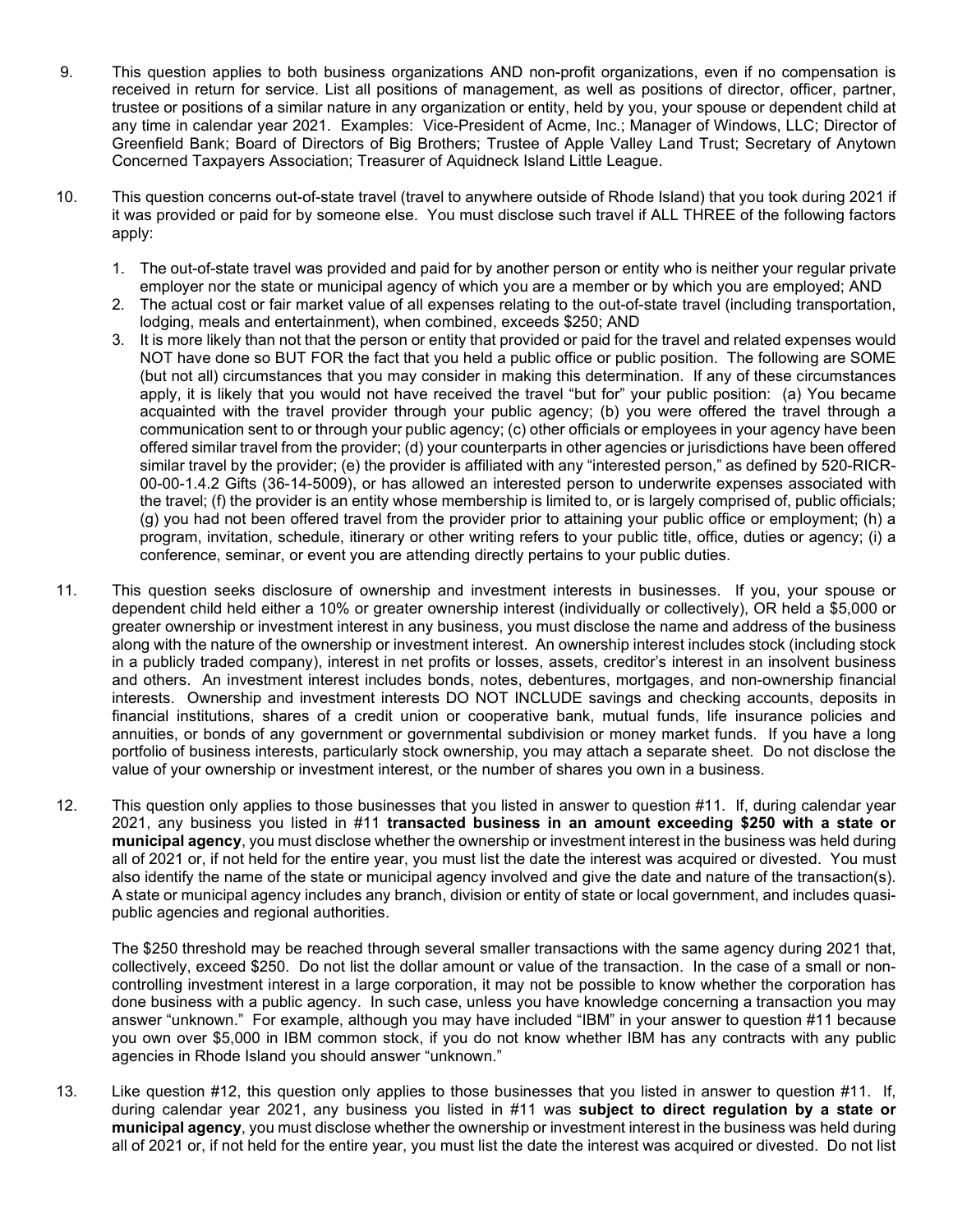9. This question applies to both business organizations AND non-profit organizations, even if no compensation is received in return for service. List all positions of management, as well as positions of director, officer, partner, trustee or positions of a similar nature in any organization or entity, held by you, your spouse or dependent child at any time in calendar year 2021. Examples: Vice-President of Acme, Inc.; Manager of Windows, LLC; Director of Greenfield Bank; Board of Directors of Big Brothers; Trustee of Apple Valley Land Trust; Secretary of Anytown Concerned Taxpayers Association; Treasurer of Aquidneck Island Little League.

10. This question concerns out-of-state travel (travel to anywhere outside of Rhode Island) that you took during 2021 if it was provided or paid for by someone else. You must disclose such travel if ALL THREE of the following factors apply:

    1. The out-of-state travel was provided and paid for by another person or entity who is neither your regular private employer nor the state or municipal agency of which you are a member or by which you are employed; AND
    2. The actual cost or fair market value of all expenses relating to the out-of-state travel (including transportation, lodging, meals and entertainment), when combined, exceeds $250; AND
    3. It is more likely than not that the person or entity that provided or paid for the travel and related expenses would NOT have done so BUT FOR the fact that you held a public office or public position. The following are SOME (but not all) circumstances that you may consider in making this determination. If any of these circumstances apply, it is likely that you would not have received the travel "but for" your public position: (a) You became acquainted with the travel provider through your public agency; (b) you were offered the travel through a communication sent to or through your public agency; (c) other officials or employees in your agency have been offered similar travel from the provider; (d) your counterparts in other agencies or jurisdictions have been offered similar travel by the provider; (e) the provider is affiliated with any "interested person," as defined by 520-RICR-00-00-1.4.2 Gifts (36-14-5009), or has allowed an interested person to underwrite expenses associated with the travel; (f) the provider is an entity whose membership is limited to, or is largely comprised of, public officials; (g) you had not been offered travel from the provider prior to attaining your public office or employment; (h) a program, invitation, schedule, itinerary or other writing refers to your public title, office, duties or agency; (i) a conference, seminar, or event you are attending directly pertains to your public duties.

11. This question seeks disclosure of ownership and investment interests in businesses. If you, your spouse or dependent child held either a 10% or greater ownership interest (individually or collectively), OR held a $5,000 or greater ownership or investment interest in any business, you must disclose the name and address of the business along with the nature of the ownership or investment interest. An ownership interest includes stock (including stock in a publicly traded company), interest in net profits or losses, assets, creditor's interest in an insolvent business and others. An investment interest includes bonds, notes, debentures, mortgages, and non-ownership financial interests. Ownership and investment interests DO NOT INCLUDE savings and checking accounts, deposits in financial institutions, shares of a credit union or cooperative bank, mutual funds, life insurance policies and annuities, or bonds of any government or governmental subdivision or money market funds. If you have a long portfolio of business interests, particularly stock ownership, you may attach a separate sheet. Do not disclose the value of your ownership or investment interest, or the number of shares you own in a business.

12. This question only applies to those businesses that you listed in answer to question #11. If, during calendar year 2021, any business you listed in #11 **transacted business in an amount exceeding $250 with a state or municipal agency**, you must disclose whether the ownership or investment interest in the business was held during all of 2021 or, if not held for the entire year, you must list the date the interest was acquired or divested. You must also identify the name of the state or municipal agency involved and give the date and nature of the transaction(s). A state or municipal agency includes any branch, division or entity of state or local government, and includes quasi-public agencies and regional authorities.

    The $250 threshold may be reached through several smaller transactions with the same agency during 2021 that, collectively, exceed $250. Do not list the dollar amount or value of the transaction. In the case of a small or non-controlling investment interest in a large corporation, it may not be possible to know whether the corporation has done business with a public agency. In such case, unless you have knowledge concerning a transaction you may answer "unknown." For example, although you may have included "IBM" in your answer to question #11 because you own over $5,000 in IBM common stock, if you do not know whether IBM has any contracts with any public agencies in Rhode Island you should answer "unknown."

13. Like question #12, this question only applies to those businesses that you listed in answer to question #11. If, during calendar year 2021, any business you listed in #11 was **subject to direct regulation by a state or municipal agency**, you must disclose whether the ownership or investment interest in the business was held during all of 2021 or, if not held for the entire year, you must list the date the interest was acquired or divested. Do not list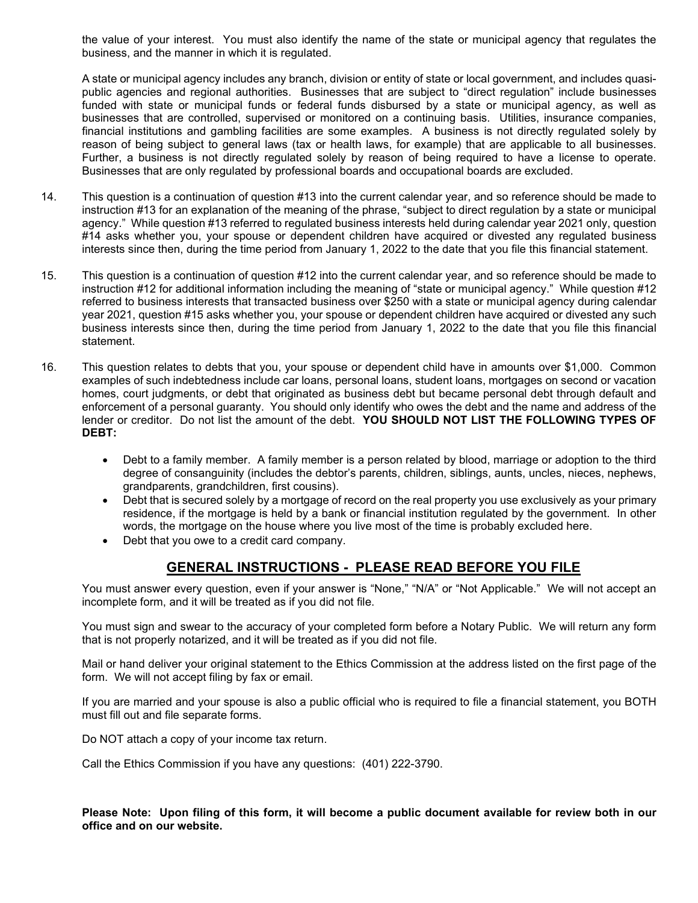the value of your interest. You must also identify the name of the state or municipal agency that regulates the business, and the manner in which it is regulated.

A state or municipal agency includes any branch, division or entity of state or local government, and includes quasi-public agencies and regional authorities. Businesses that are subject to "direct regulation" include businesses funded with state or municipal funds or federal funds disbursed by a state or municipal agency, as well as businesses that are controlled, supervised or monitored on a continuing basis. Utilities, insurance companies, financial institutions and gambling facilities are some examples. A business is not directly regulated solely by reason of being subject to general laws (tax or health laws, for example) that are applicable to all businesses. Further, a business is not directly regulated solely by reason of being required to have a license to operate. Businesses that are only regulated by professional boards and occupational boards are excluded.

14. This question is a continuation of question #13 into the current calendar year, and so reference should be made to instruction #13 for an explanation of the meaning of the phrase, "subject to direct regulation by a state or municipal agency." While question #13 referred to regulated business interests held during calendar year 2021 only, question #14 asks whether you, your spouse or dependent children have acquired or divested any regulated business interests since then, during the time period from January 1, 2022 to the date that you file this financial statement.

15. This question is a continuation of question #12 into the current calendar year, and so reference should be made to instruction #12 for additional information including the meaning of "state or municipal agency." While question #12 referred to business interests that transacted business over $250 with a state or municipal agency during calendar year 2021, question #15 asks whether you, your spouse or dependent children have acquired or divested any such business interests since then, during the time period from January 1, 2022 to the date that you file this financial statement.

16. This question relates to debts that you, your spouse or dependent child have in amounts over $1,000. Common examples of such indebtedness include car loans, personal loans, student loans, mortgages on second or vacation homes, court judgments, or debt that originated as business debt but became personal debt through default and enforcement of a personal guaranty. You should only identify who owes the debt and the name and address of the lender or creditor. Do not list the amount of the debt. **YOU SHOULD NOT LIST THE FOLLOWING TYPES OF DEBT:**

    - Debt to a family member. A family member is a person related by blood, marriage or adoption to the third degree of consanguinity (includes the debtor's parents, children, siblings, aunts, uncles, nieces, nephews, grandparents, grandchildren, first cousins).
    - Debt that is secured solely by a mortgage of record on the real property you use exclusively as your primary residence, if the mortgage is held by a bank or financial institution regulated by the government. In other words, the mortgage on the house where you live most of the time is probably excluded here.
    - Debt that you owe to a credit card company.

## GENERAL INSTRUCTIONS - PLEASE READ BEFORE YOU FILE

You must answer every question, even if your answer is "None," "N/A" or "Not Applicable." We will not accept an incomplete form, and it will be treated as if you did not file.

You must sign and swear to the accuracy of your completed form before a Notary Public. We will return any form that is not properly notarized, and it will be treated as if you did not file.

Mail or hand deliver your original statement to the Ethics Commission at the address listed on the first page of the form. We will not accept filing by fax or email.

If you are married and your spouse is also a public official who is required to file a financial statement, you BOTH must fill out and file separate forms.

Do NOT attach a copy of your income tax return.

Call the Ethics Commission if you have any questions: (401) 222-3790.

**Please Note: Upon filing of this form, it will become a public document available for review both in our office and on our website.**